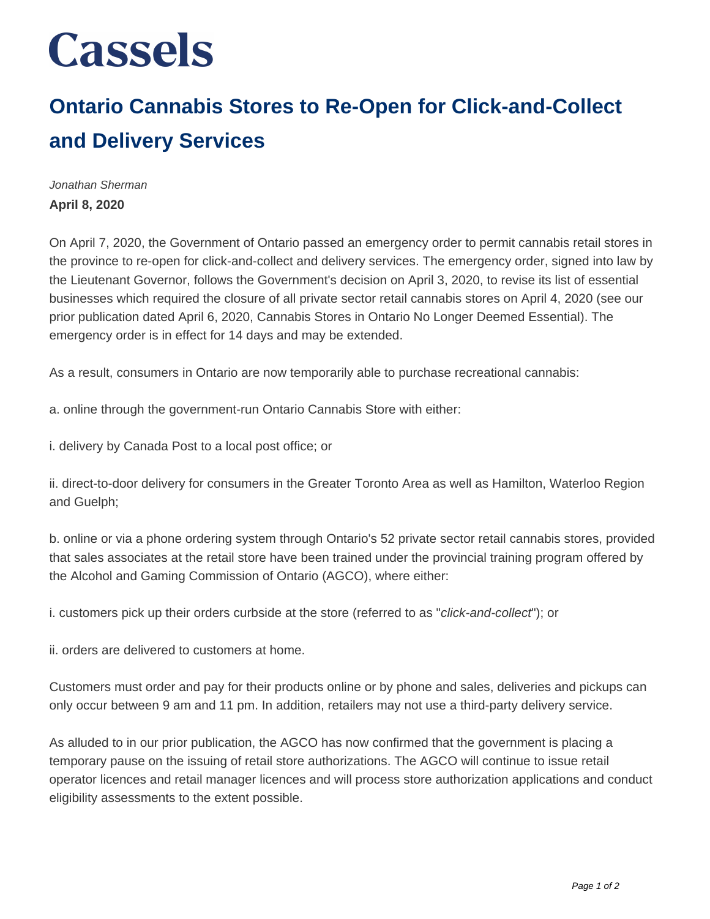# Cassels

## Ontario Cannabis Stores to Re-Open for Click-and-Collect and Delivery Services

*Jonathan Sherman*

**April 8, 2020**

On April 7, 2020, the Government of Ontario passed an emergency order to permit cannabis retail stores in the province to re-open for click-and-collect and delivery services. The emergency order, signed into law by the Lieutenant Governor, follows the Government's decision on April 3, 2020, to revise its list of essential businesses which required the closure of all private sector retail cannabis stores on April 4, 2020 (see our prior publication dated April 6, 2020, Cannabis Stores in Ontario No Longer Deemed Essential). The emergency order is in effect for 14 days and may be extended.

As a result, consumers in Ontario are now temporarily able to purchase recreational cannabis:

a. online through the government-run Ontario Cannabis Store with either:

i. delivery by Canada Post to a local post office; or

ii. direct-to-door delivery for consumers in the Greater Toronto Area as well as Hamilton, Waterloo Region and Guelph;

b. online or via a phone ordering system through Ontario's 52 private sector retail cannabis stores, provided that sales associates at the retail store have been trained under the provincial training program offered by the Alcohol and Gaming Commission of Ontario (AGCO), where either:

i. customers pick up their orders curbside at the store (referred to as "*click-and-collect*"); or

ii. orders are delivered to customers at home.

Customers must order and pay for their products online or by phone and sales, deliveries and pickups can only occur between 9 am and 11 pm. In addition, retailers may not use a third-party delivery service.

As alluded to in our prior publication, the AGCO has now confirmed that the government is placing a temporary pause on the issuing of retail store authorizations. The AGCO will continue to issue retail operator licences and retail manager licences and will process store authorization applications and conduct eligibility assessments to the extent possible.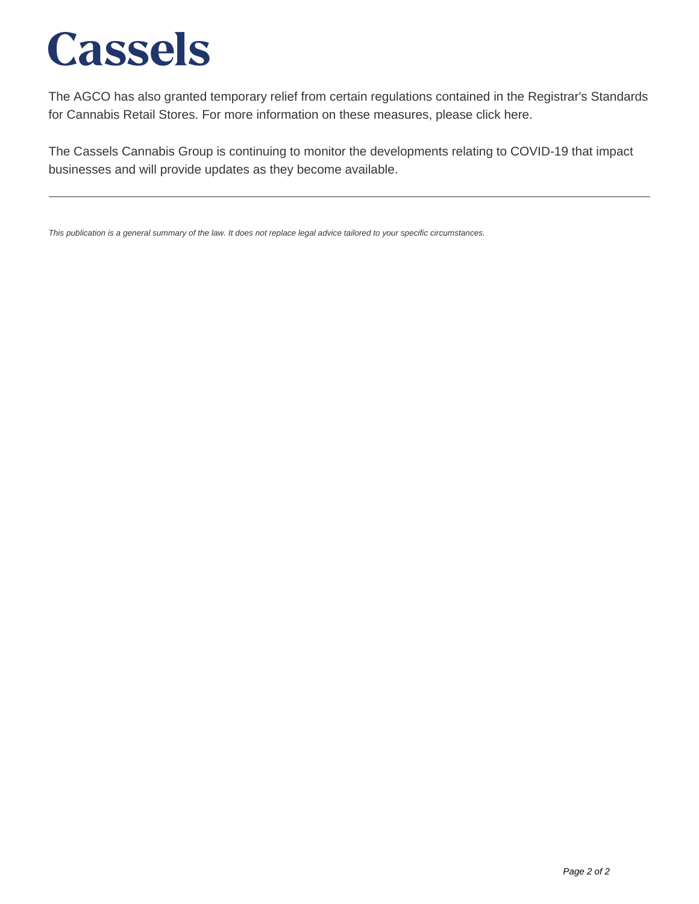The AGCO has also granted temporary relief from certain regulations contained in the Registrar's Standards for Cannabis Retail Stores. For more information on these measures, please click here.

The Cassels Cannabis Group is continuing to monitor the developments relating to COVID-19 that impact businesses and will provide updates as they become available.

---

*This publication is a general summary of the law. It does not replace legal advice tailored to your specific circumstances.*